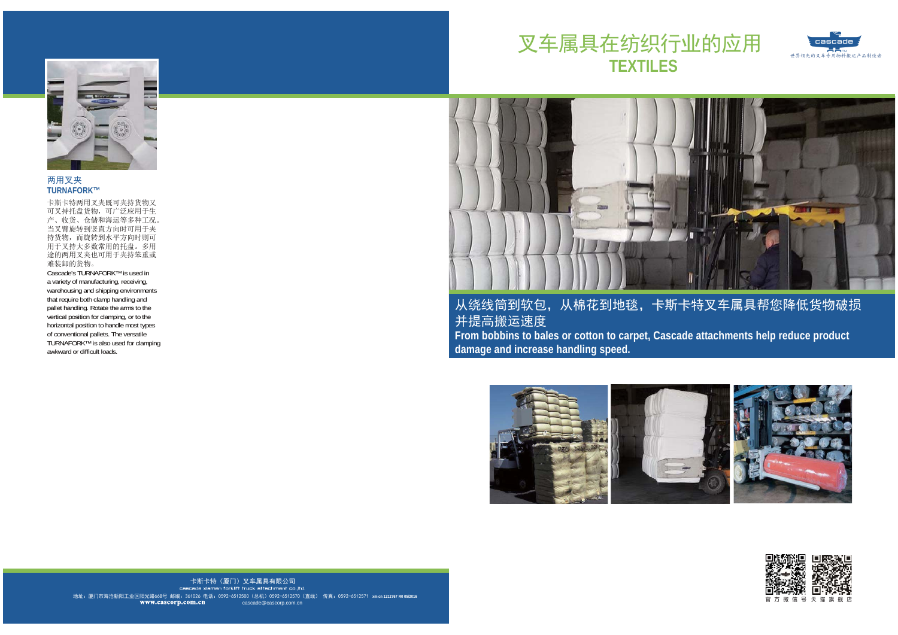# 叉车属具在纺织行业的应用
## TEXTILES

cascade
世界领先的叉车专用物料搬运产品制造者

### 从绕线筒到软包，从棉花到地毯，卡斯卡特叉车属具帮您降低货物破损并提高搬运速度

**From bobbins to bales or cotton to carpet, Cascade attachments help reduce product damage and increase handling speed.**

### 两用叉夹
**TURNAFORK™**

卡斯卡特两用叉夹既可夹持货物又可叉持托盘货物，可广泛应用于生产、收货、仓储和海运等多种工况。当叉臂旋转到竖直方向时可用于夹持货物，而旋转到水平方向时则可用于叉持大多数常用的托盘。多用途的两用叉夹也可用于夹持笨重或难装卸的货物。

Cascade's TURNAFORK™ is used in a variety of manufacturing, receiving, warehousing and shipping environments that require both clamp handling and pallet handling. Rotate the arms to the vertical position for clamping, or to the horizontal position to handle most types of conventional pallets. The versatile TURNAFORK™ is also used for clamping awkward or difficult loads.

官方微信号 天猫旗舰店

卡斯卡特（厦门）叉车属具有限公司
cascade xiamen forklift truck attachment co.,ltd.
地址：厦门市海沧新阳工业区阳光路668号 邮编：361026 电话：0592-6512500（总机）0592-6512570（直线） 传真：0592-6512571 xm cn 1212767 R0 05/2016
www.cascorp.com.cn cascade@cascorp.com.cn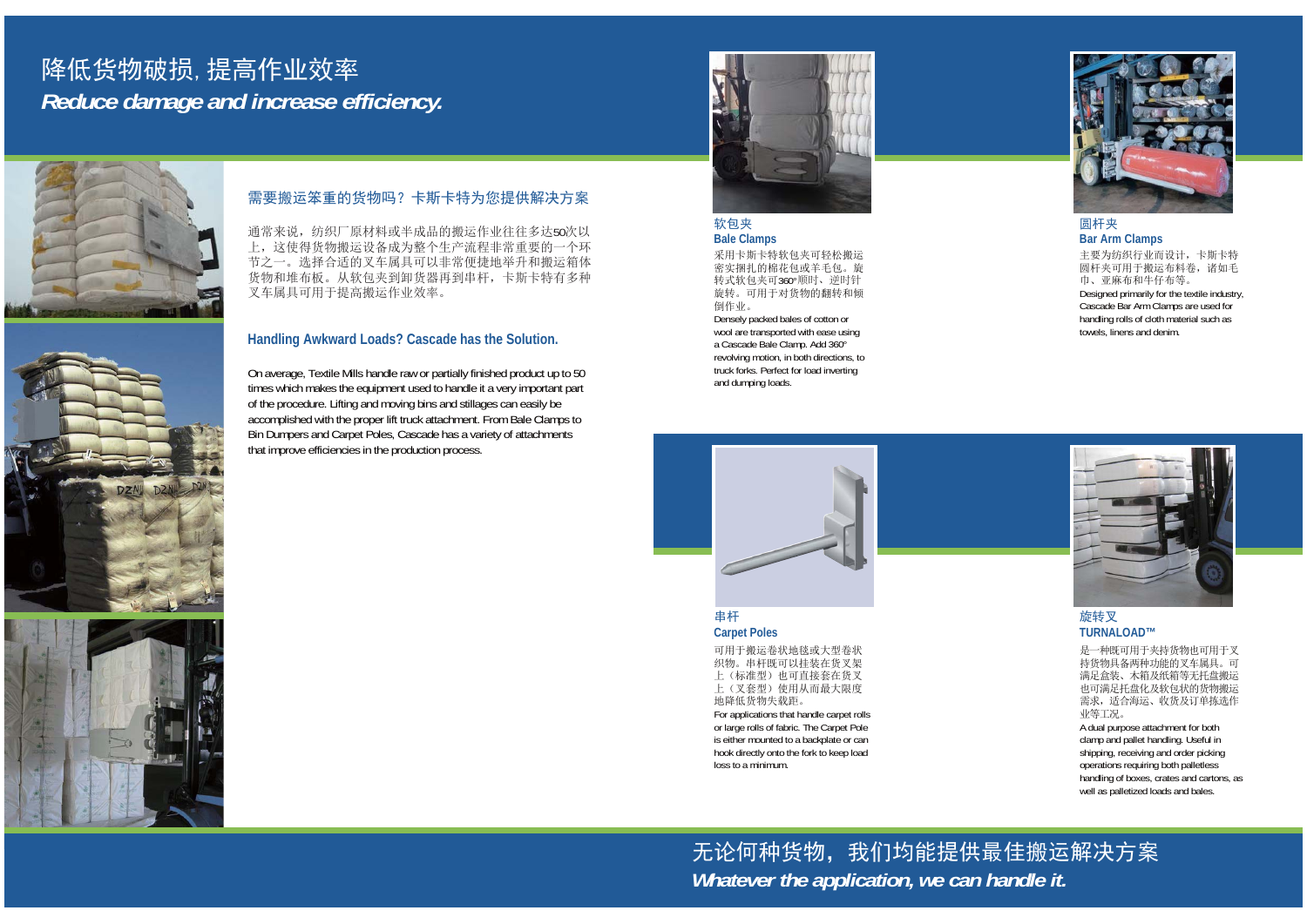# 降低货物破损，提高作业效率

# *Reduce damage and increase efficiency.*

## 需要搬运笨重的货物吗？卡斯卡特为您提供解决方案

通常来说，纺织厂原材料或半成品的搬运作业往往多达50次以上，这使得货物搬运设备成为整个生产流程非常重要的一个环节之一。选择合适的叉车属具可以非常便捷地举升和搬运箱体货物和堆布板。从软包夹到卸货器再到串杆，卡斯卡特有多种叉车属具可用于提高搬运作业效率。

## Handling Awkward Loads? Cascade has the Solution.

On average, Textile Mills handle raw or partially finished product up to 50 times which makes the equipment used to handle it a very important part of the procedure. Lifting and moving bins and stillages can easily be accomplished with the proper lift truck attachment. From Bale Clamps to Bin Dumpers and Carpet Poles, Cascade has a variety of attachments that improve efficiencies in the production process.

### 软包夹
### Bale Clamps

采用卡斯卡特软包夹可轻松搬运密实捆扎的棉花包或羊毛包。旋转式软包夹可360°顺时、逆时针旋转。可用于对货物的翻转和倾倒作业。

Densely packed bales of cotton or wool are transported with ease using a Cascade Bale Clamp. Add 360° revolving motion, in both directions, to truck forks. Perfect for load inverting and dumping loads.

### 圆杆夹
### Bar Arm Clamps

主要为纺织行业而设计，卡斯卡特圆杆夹可用于搬运布料卷，诸如毛巾、亚麻布和牛仔布等。

Designed primarily for the textile industry, Cascade Bar Arm Clamps are used for handling rolls of cloth material such as towels, linens and denim.

### 串杆
### Carpet Poles

可用于搬运卷状地毯或大型卷状织物。串杆既可以挂装在货叉架上（标准型）也可直接套在货叉上（叉套型）使用从而最大限度地降低货物失载距。

For applications that handle carpet rolls or large rolls of fabric. The Carpet Pole is either mounted to a backplate or can hook directly onto the fork to keep load loss to a minimum.

### 旋转叉
### TURNALOAD™

是一种既可用于夹持货物也可用于叉持货物具备两种功能的叉车属具。可满足盒装、木箱及纸箱等无托盘搬运也可满足托盘化及软包状的货物搬运需求，适合海运、收货及订单拣选作业等工况。

A dual purpose attachment for both clamp and pallet handling. Useful in shipping, receiving and order picking operations requiring both palletless handling of boxes, crates and cartons, as well as palletized loads and bales.

# 无论何种货物，我们均能提供最佳搬运解决方案

# *Whatever the application, we can handle it.*